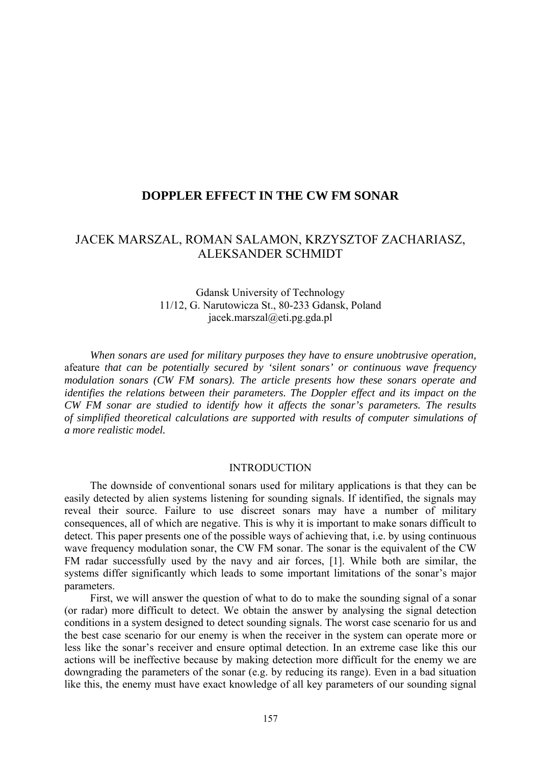# DOPPLER EFFECT IN THE CW FM SONAR

JACEK MARSZAL, ROMAN SALAMON, KRZYSZTOF ZACHARIASZ, ALEKSANDER SCHMIDT

Gdansk University of Technology
11/12, G. Narutowicza St., 80-233 Gdansk, Poland
jacek.marszal@eti.pg.gda.pl

*When sonars are used for military purposes they have to ensure unobtrusive operation,* afeature *that can be potentially secured by 'silent sonars' or continuous wave frequency modulation sonars (CW FM sonars). The article presents how these sonars operate and identifies the relations between their parameters. The Doppler effect and its impact on the CW FM sonar are studied to identify how it affects the sonar's parameters. The results of simplified theoretical calculations are supported with results of computer simulations of a more realistic model.*

## INTRODUCTION

The downside of conventional sonars used for military applications is that they can be easily detected by alien systems listening for sounding signals. If identified, the signals may reveal their source. Failure to use discreet sonars may have a number of military consequences, all of which are negative. This is why it is important to make sonars difficult to detect. This paper presents one of the possible ways of achieving that, i.e. by using continuous wave frequency modulation sonar, the CW FM sonar. The sonar is the equivalent of the CW FM radar successfully used by the navy and air forces, [1]. While both are similar, the systems differ significantly which leads to some important limitations of the sonar's major parameters.

First, we will answer the question of what to do to make the sounding signal of a sonar (or radar) more difficult to detect. We obtain the answer by analysing the signal detection conditions in a system designed to detect sounding signals. The worst case scenario for us and the best case scenario for our enemy is when the receiver in the system can operate more or less like the sonar's receiver and ensure optimal detection. In an extreme case like this our actions will be ineffective because by making detection more difficult for the enemy we are downgrading the parameters of the sonar (e.g. by reducing its range). Even in a bad situation like this, the enemy must have exact knowledge of all key parameters of our sounding signal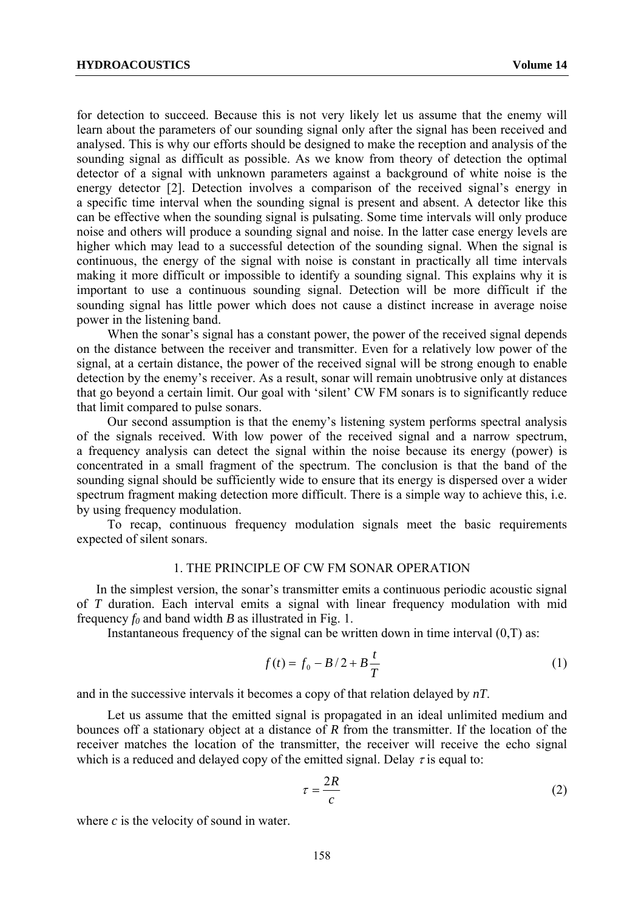for detection to succeed. Because this is not very likely let us assume that the enemy will learn about the parameters of our sounding signal only after the signal has been received and analysed. This is why our efforts should be designed to make the reception and analysis of the sounding signal as difficult as possible. As we know from theory of detection the optimal detector of a signal with unknown parameters against a background of white noise is the energy detector [2]. Detection involves a comparison of the received signal's energy in a specific time interval when the sounding signal is present and absent. A detector like this can be effective when the sounding signal is pulsating. Some time intervals will only produce noise and others will produce a sounding signal and noise. In the latter case energy levels are higher which may lead to a successful detection of the sounding signal. When the signal is continuous, the energy of the signal with noise is constant in practically all time intervals making it more difficult or impossible to identify a sounding signal. This explains why it is important to use a continuous sounding signal. Detection will be more difficult if the sounding signal has little power which does not cause a distinct increase in average noise power in the listening band.

When the sonar's signal has a constant power, the power of the received signal depends on the distance between the receiver and transmitter. Even for a relatively low power of the signal, at a certain distance, the power of the received signal will be strong enough to enable detection by the enemy's receiver. As a result, sonar will remain unobtrusive only at distances that go beyond a certain limit. Our goal with 'silent' CW FM sonars is to significantly reduce that limit compared to pulse sonars.

Our second assumption is that the enemy's listening system performs spectral analysis of the signals received. With low power of the received signal and a narrow spectrum, a frequency analysis can detect the signal within the noise because its energy (power) is concentrated in a small fragment of the spectrum. The conclusion is that the band of the sounding signal should be sufficiently wide to ensure that its energy is dispersed over a wider spectrum fragment making detection more difficult. There is a simple way to achieve this, i.e. by using frequency modulation.

To recap, continuous frequency modulation signals meet the basic requirements expected of silent sonars.

## 1. THE PRINCIPLE OF CW FM SONAR OPERATION

In the simplest version, the sonar's transmitter emits a continuous periodic acoustic signal of $T$ duration. Each interval emits a signal with linear frequency modulation with mid frequency $f_0$ and band width $B$ as illustrated in Fig. 1.

Instantaneous frequency of the signal can be written down in time interval (0,T) as:

$$f(t) = f_0 - B/2 + B\frac{t}{T} \tag{1}$$

and in the successive intervals it becomes a copy of that relation delayed by $nT$.

Let us assume that the emitted signal is propagated in an ideal unlimited medium and bounces off a stationary object at a distance of $R$ from the transmitter. If the location of the receiver matches the location of the transmitter, the receiver will receive the echo signal which is a reduced and delayed copy of the emitted signal. Delay $\tau$ is equal to:

$$\tau = \frac{2R}{c} \tag{2}$$

where $c$ is the velocity of sound in water.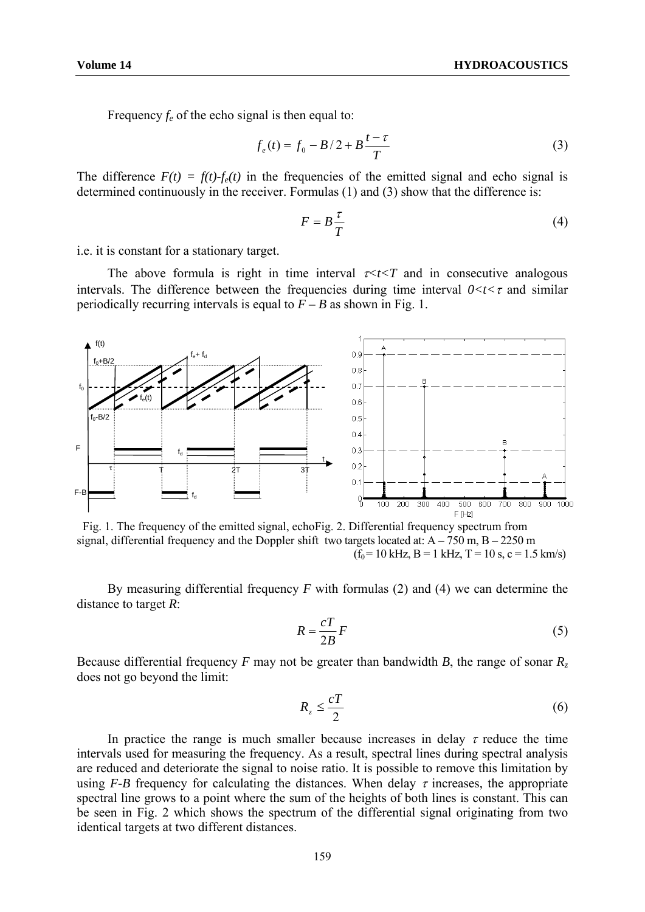Frequency $f_e$ of the echo signal is then equal to:

$$f_e(t) = f_0 - B/2 + B\frac{t-\tau}{T} \tag{3}$$

The difference $F(t) = f(t)\text{-}f_e(t)$ in the frequencies of the emitted signal and echo signal is determined continuously in the receiver. Formulas (1) and (3) show that the difference is:

$$F = B\frac{\tau}{T} \tag{4}$$

i.e. it is constant for a stationary target.

The above formula is right in time interval $\tau<t<T$ and in consecutive analogous intervals. The difference between the frequencies during time interval $0<t<\tau$ and similar periodically recurring intervals is equal to $F - B$ as shown in Fig. 1.

Fig. 1. The frequency of the emitted signal, echo signal, differential frequency and the Doppler shift

Fig. 2. Differential frequency spectrum from two targets located at: A – 750 m, B – 2250 m ($f_0$ = 10 kHz, B = 1 kHz, T = 10 s, c = 1.5 km/s)

By measuring differential frequency $F$ with formulas (2) and (4) we can determine the distance to target $R$:

$$R = \frac{cT}{2B}F \tag{5}$$

Because differential frequency $F$ may not be greater than bandwidth $B$, the range of sonar $R_z$ does not go beyond the limit:

$$R_z \leq \frac{cT}{2} \tag{6}$$

In practice the range is much smaller because increases in delay $\tau$ reduce the time intervals used for measuring the frequency. As a result, spectral lines during spectral analysis are reduced and deteriorate the signal to noise ratio. It is possible to remove this limitation by using *F-B* frequency for calculating the distances. When delay $\tau$ increases, the appropriate spectral line grows to a point where the sum of the heights of both lines is constant. This can be seen in Fig. 2 which shows the spectrum of the differential signal originating from two identical targets at two different distances.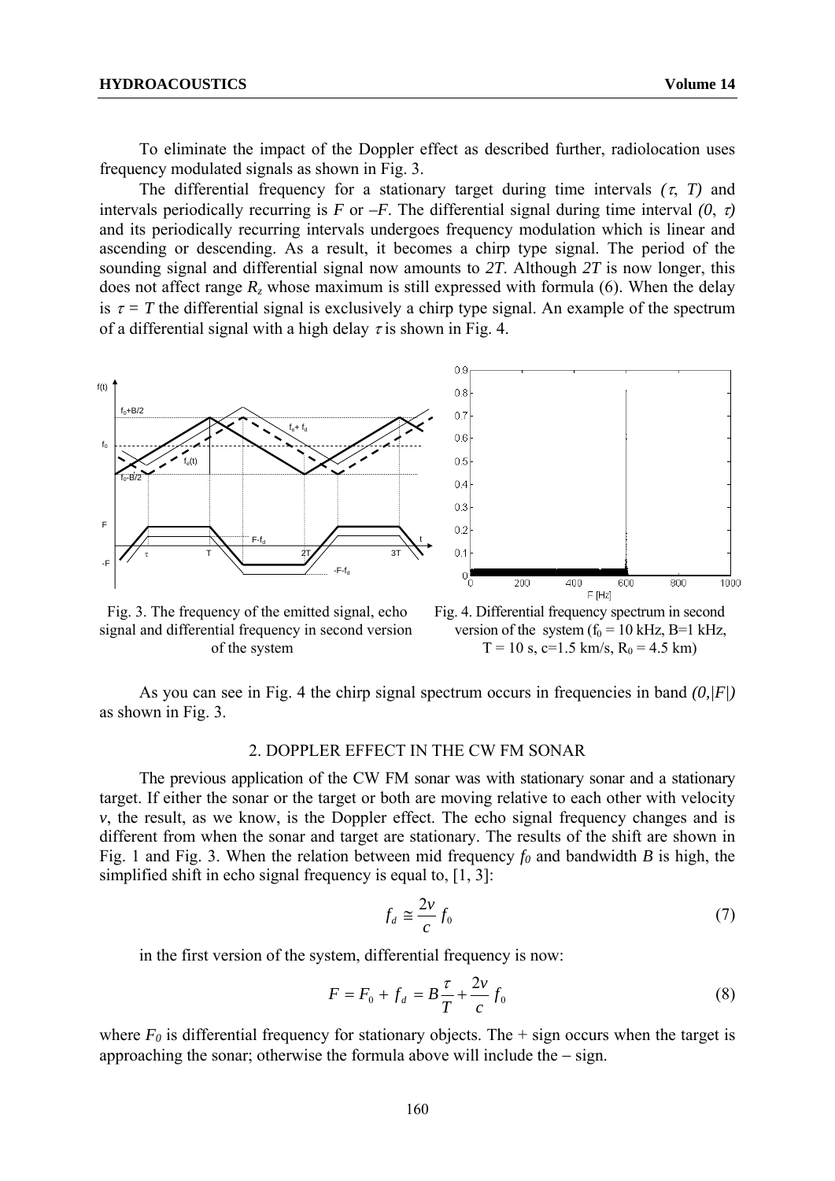To eliminate the impact of the Doppler effect as described further, radiolocation uses frequency modulated signals as shown in Fig. 3.

The differential frequency for a stationary target during time intervals $(\tau, T)$ and intervals periodically recurring is $F$ or $-F$. The differential signal during time interval $(0, \tau)$ and its periodically recurring intervals undergoes frequency modulation which is linear and ascending or descending. As a result, it becomes a chirp type signal. The period of the sounding signal and differential signal now amounts to $2T$. Although $2T$ is now longer, this does not affect range $R_z$ whose maximum is still expressed with formula (6). When the delay is $\tau = T$ the differential signal is exclusively a chirp type signal. An example of the spectrum of a differential signal with a high delay $\tau$ is shown in Fig. 4.

Fig. 3. The frequency of the emitted signal, echo signal and differential frequency in second version of the system

Fig. 4. Differential frequency spectrum in second version of the system ($f_0$ = 10 kHz, B=1 kHz, T = 10 s, c=1.5 km/s, $R_0$ = 4.5 km)

As you can see in Fig. 4 the chirp signal spectrum occurs in frequencies in band $(0,|F|)$ as shown in Fig. 3.

## 2. DOPPLER EFFECT IN THE CW FM SONAR

The previous application of the CW FM sonar was with stationary sonar and a stationary target. If either the sonar or the target or both are moving relative to each other with velocity $v$, the result, as we know, is the Doppler effect. The echo signal frequency changes and is different from when the sonar and target are stationary. The results of the shift are shown in Fig. 1 and Fig. 3. When the relation between mid frequency $f_0$ and bandwidth $B$ is high, the simplified shift in echo signal frequency is equal to, [1, 3]:

$$f_d \cong \frac{2v}{c} f_0 \tag{7}$$

in the first version of the system, differential frequency is now:

$$F = F_0 + f_d = B\frac{\tau}{T} + \frac{2v}{c} f_0 \tag{8}$$

where $F_0$ is differential frequency for stationary objects. The + sign occurs when the target is approaching the sonar; otherwise the formula above will include the $-$ sign.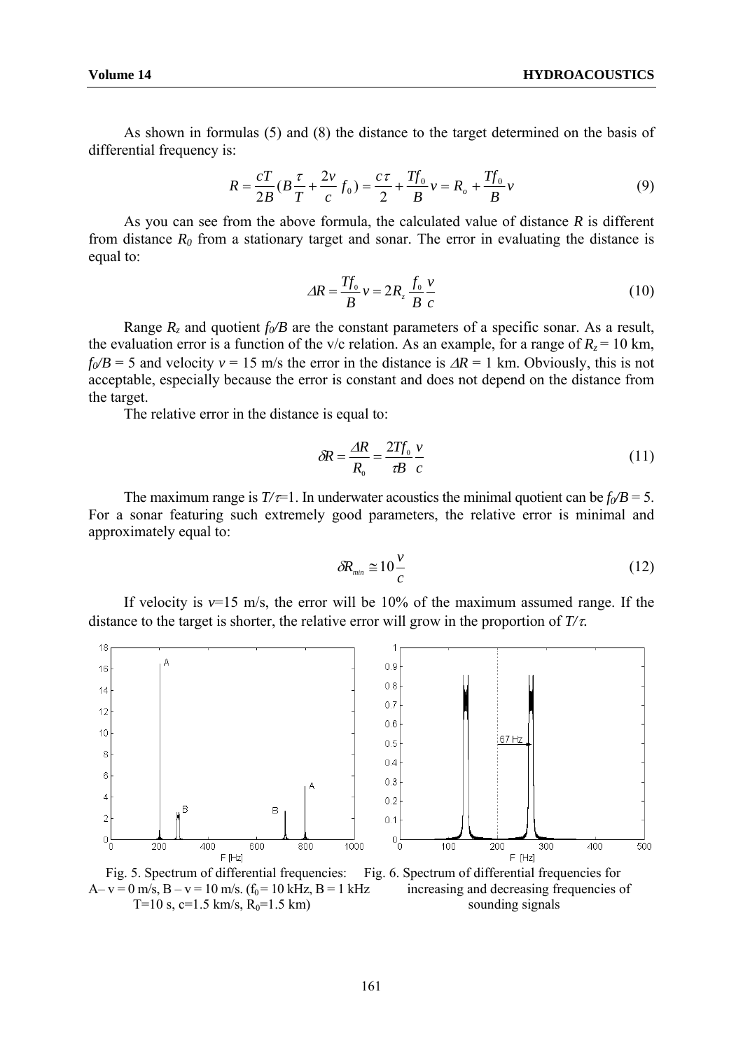As shown in formulas (5) and (8) the distance to the target determined on the basis of differential frequency is:

$$R = \frac{cT}{2B}\left(B\frac{\tau}{T} + \frac{2v}{c}f_0\right) = \frac{c\tau}{2} + \frac{Tf_0}{B}v = R_o + \frac{Tf_0}{B}v \tag{9}$$

As you can see from the above formula, the calculated value of distance $R$ is different from distance $R_0$ from a stationary target and sonar. The error in evaluating the distance is equal to:

$$\Delta R = \frac{Tf_0}{B}v = 2R_z\frac{f_0}{B}\frac{v}{c} \tag{10}$$

Range $R_z$ and quotient $f_0/B$ are the constant parameters of a specific sonar. As a result, the evaluation error is a function of the v/c relation. As an example, for a range of $R_z = 10$ km, $f_0/B = 5$ and velocity $v = 15$ m/s the error in the distance is $\Delta R = 1$ km. Obviously, this is not acceptable, especially because the error is constant and does not depend on the distance from the target.

The relative error in the distance is equal to:

$$\delta R = \frac{\Delta R}{R_0} = \frac{2Tf_0}{\tau B}\frac{v}{c} \tag{11}$$

The maximum range is $T/\tau = 1$. In underwater acoustics the minimal quotient can be $f_0/B = 5$. For a sonar featuring such extremely good parameters, the relative error is minimal and approximately equal to:

$$\delta R_{min} \cong 10\frac{v}{c} \tag{12}$$

If velocity is $v$=15 m/s, the error will be 10% of the maximum assumed range. If the distance to the target is shorter, the relative error will grow in the proportion of $T/\tau$.

Fig. 5. Spectrum of differential frequencies: A – $v = 0$ m/s, B – $v = 10$ m/s. ($f_0 = 10$ kHz, B = 1 kHz T=10 s, c=1.5 km/s, $R_0$=1.5 km)

Fig. 6. Spectrum of differential frequencies for increasing and decreasing frequencies of sounding signals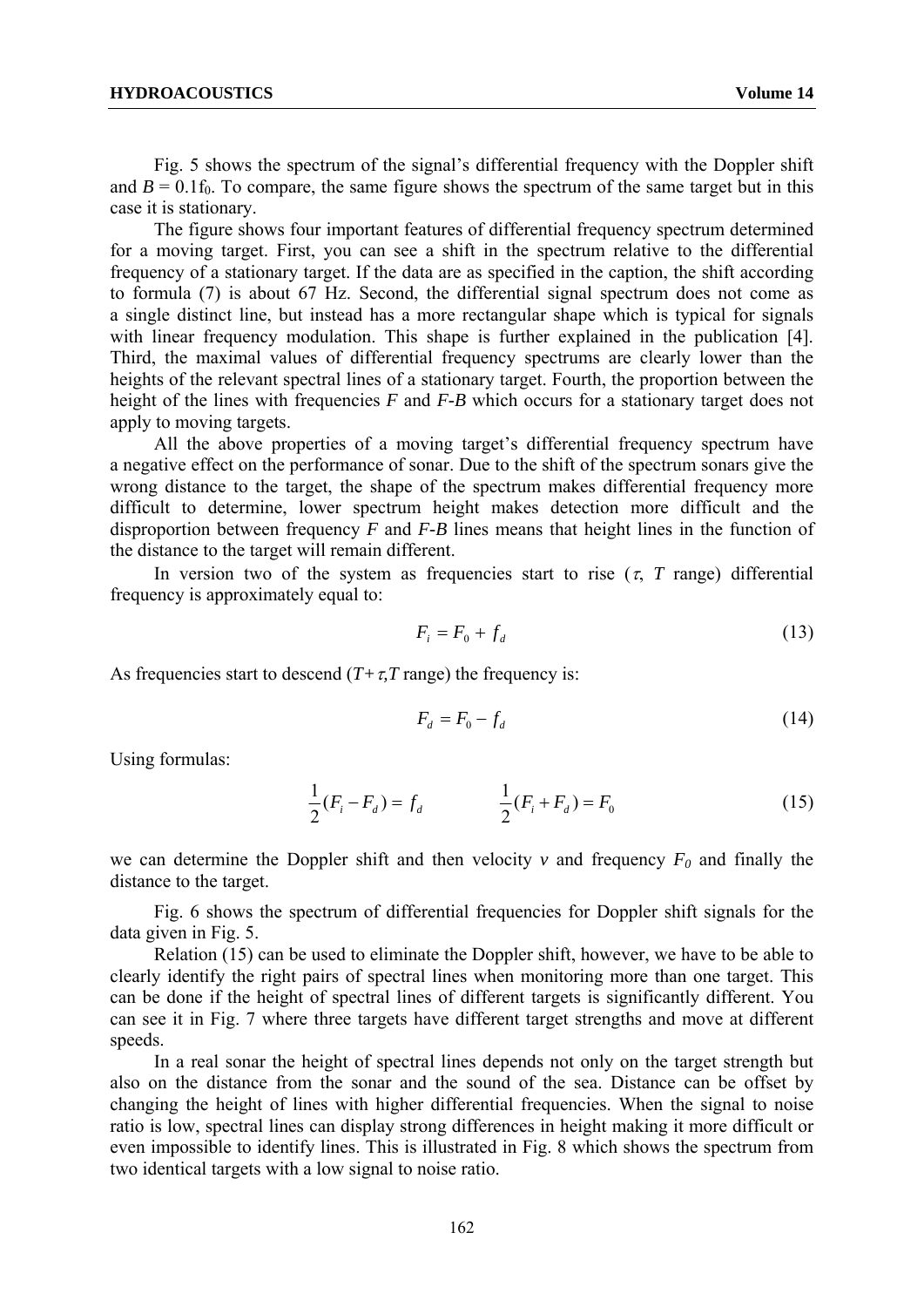Fig. 5 shows the spectrum of the signal's differential frequency with the Doppler shift and $B = 0.1f_0$. To compare, the same figure shows the spectrum of the same target but in this case it is stationary.

The figure shows four important features of differential frequency spectrum determined for a moving target. First, you can see a shift in the spectrum relative to the differential frequency of a stationary target. If the data are as specified in the caption, the shift according to formula (7) is about 67 Hz. Second, the differential signal spectrum does not come as a single distinct line, but instead has a more rectangular shape which is typical for signals with linear frequency modulation. This shape is further explained in the publication [4]. Third, the maximal values of differential frequency spectrums are clearly lower than the heights of the relevant spectral lines of a stationary target. Fourth, the proportion between the height of the lines with frequencies $F$ and $F$-$B$ which occurs for a stationary target does not apply to moving targets.

All the above properties of a moving target's differential frequency spectrum have a negative effect on the performance of sonar. Due to the shift of the spectrum sonars give the wrong distance to the target, the shape of the spectrum makes differential frequency more difficult to determine, lower spectrum height makes detection more difficult and the disproportion between frequency $F$ and $F$-$B$ lines means that height lines in the function of the distance to the target will remain different.

In version two of the system as frequencies start to rise ($\tau$, $T$ range) differential frequency is approximately equal to:

$$F_i = F_0 + f_d \tag{13}$$

As frequencies start to descend ($T+\tau$,$T$ range) the frequency is:

$$F_d = F_0 - f_d \tag{14}$$

Using formulas:

$$\frac{1}{2}(F_i - F_d) = f_d \qquad\qquad \frac{1}{2}(F_i + F_d) = F_0 \tag{15}$$

we can determine the Doppler shift and then velocity $v$ and frequency $F_0$ and finally the distance to the target.

Fig. 6 shows the spectrum of differential frequencies for Doppler shift signals for the data given in Fig. 5.

Relation (15) can be used to eliminate the Doppler shift, however, we have to be able to clearly identify the right pairs of spectral lines when monitoring more than one target. This can be done if the height of spectral lines of different targets is significantly different. You can see it in Fig. 7 where three targets have different target strengths and move at different speeds.

In a real sonar the height of spectral lines depends not only on the target strength but also on the distance from the sonar and the sound of the sea. Distance can be offset by changing the height of lines with higher differential frequencies. When the signal to noise ratio is low, spectral lines can display strong differences in height making it more difficult or even impossible to identify lines. This is illustrated in Fig. 8 which shows the spectrum from two identical targets with a low signal to noise ratio.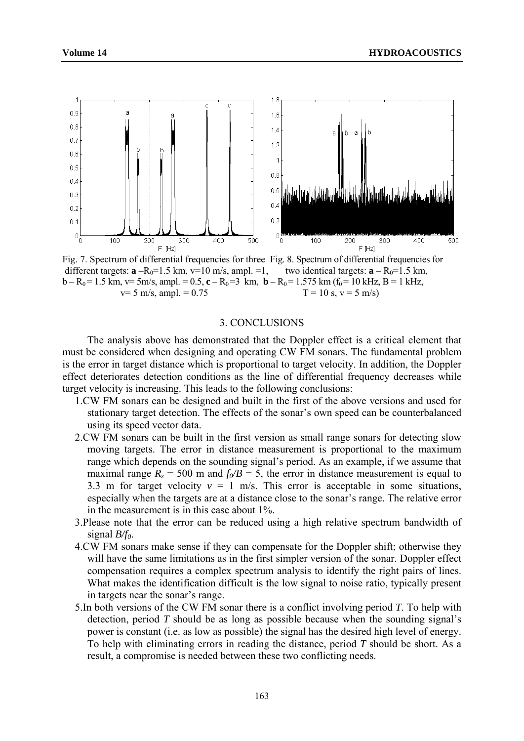Fig. 7. Spectrum of differential frequencies for three different targets: **a** –$R_0$=1.5 km, v=10 m/s, ampl. =1, b – $R_0$ = 1.5 km, v= 5m/s, ampl. = 0.5, **c** – $R_0$ =3 km, v= 5 m/s, ampl. = 0.75

Fig. 8. Spectrum of differential frequencies for two identical targets: **a** – $R_0$=1.5 km, **b** – $R_0$ = 1.575 km ($f_0$ = 10 kHz, B = 1 kHz, T = 10 s, v = 5 m/s)

## 3. CONCLUSIONS

The analysis above has demonstrated that the Doppler effect is a critical element that must be considered when designing and operating CW FM sonars. The fundamental problem is the error in target distance which is proportional to target velocity. In addition, the Doppler effect deteriorates detection conditions as the line of differential frequency decreases while target velocity is increasing. This leads to the following conclusions:

1. CW FM sonars can be designed and built in the first of the above versions and used for stationary target detection. The effects of the sonar's own speed can be counterbalanced using its speed vector data.
2. CW FM sonars can be built in the first version as small range sonars for detecting slow moving targets. The error in distance measurement is proportional to the maximum range which depends on the sounding signal's period. As an example, if we assume that maximal range $R_z$ = 500 m and $f_0/B$ = 5, the error in distance measurement is equal to 3.3 m for target velocity $v$ = 1 m/s. This error is acceptable in some situations, especially when the targets are at a distance close to the sonar's range. The relative error in the measurement is in this case about 1%.
3. Please note that the error can be reduced using a high relative spectrum bandwidth of signal $B/f_0$.
4. CW FM sonars make sense if they can compensate for the Doppler shift; otherwise they will have the same limitations as in the first simpler version of the sonar. Doppler effect compensation requires a complex spectrum analysis to identify the right pairs of lines. What makes the identification difficult is the low signal to noise ratio, typically present in targets near the sonar's range.
5. In both versions of the CW FM sonar there is a conflict involving period $T$. To help with detection, period $T$ should be as long as possible because when the sounding signal's power is constant (i.e. as low as possible) the signal has the desired high level of energy. To help with eliminating errors in reading the distance, period $T$ should be short. As a result, a compromise is needed between these two conflicting needs.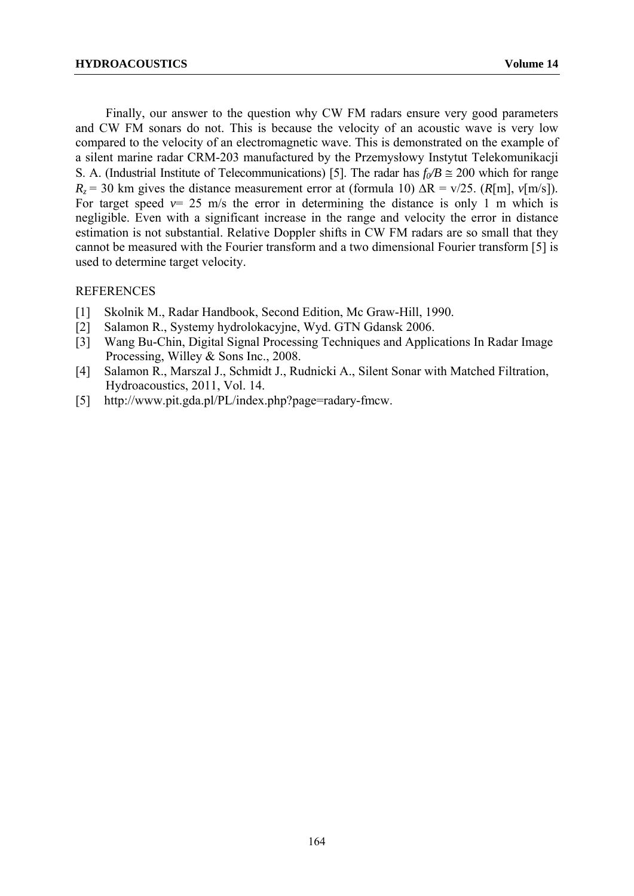Finally, our answer to the question why CW FM radars ensure very good parameters and CW FM sonars do not. This is because the velocity of an acoustic wave is very low compared to the velocity of an electromagnetic wave. This is demonstrated on the example of a silent marine radar CRM-203 manufactured by the Przemysłowy Instytut Telekomunikacji S. A. (Industrial Institute of Telecommunications) [5]. The radar has $f_0/B \cong 200$ which for range $R_z = 30$ km gives the distance measurement error at (formula 10) $\Delta R = v/25$. ($R$[m], $v$[m/s]). For target speed $v = 25$ m/s the error in determining the distance is only 1 m which is negligible. Even with a significant increase in the range and velocity the error in distance estimation is not substantial. Relative Doppler shifts in CW FM radars are so small that they cannot be measured with the Fourier transform and a two dimensional Fourier transform [5] is used to determine target velocity.

REFERENCES

[1] Skolnik M., Radar Handbook, Second Edition, Mc Graw-Hill, 1990.

[2] Salamon R., Systemy hydrolokacyjne, Wyd. GTN Gdansk 2006.

[3] Wang Bu-Chin, Digital Signal Processing Techniques and Applications In Radar Image Processing, Willey & Sons Inc., 2008.

[4] Salamon R., Marszal J., Schmidt J., Rudnicki A., Silent Sonar with Matched Filtration, Hydroacoustics, 2011, Vol. 14.

[5] http://www.pit.gda.pl/PL/index.php?page=radary-fmcw.